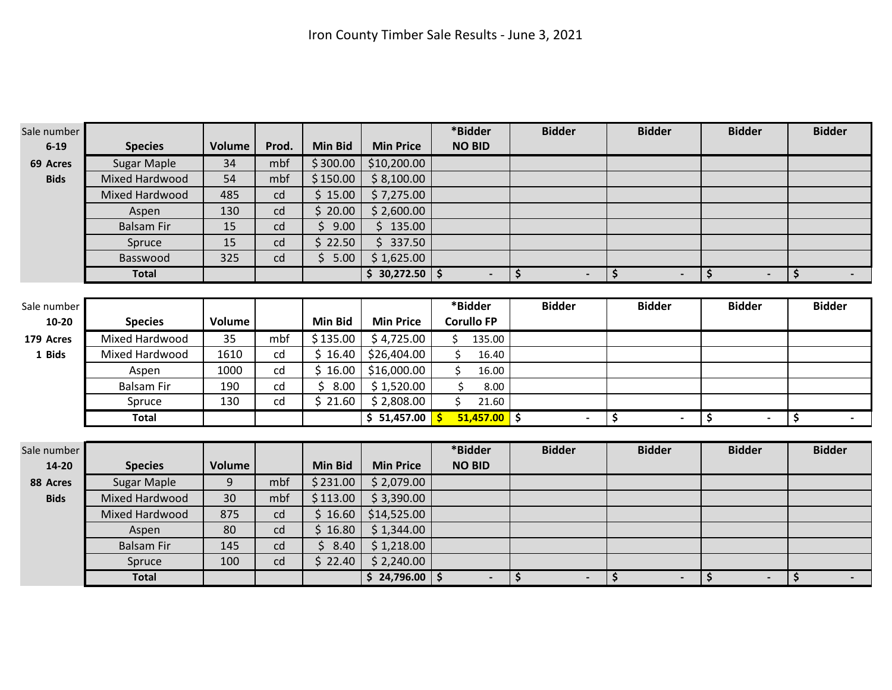# Iron County Timber Sale Results - June 3, 2021

| Sale number 6-19 | Species | Volume | Prod. | Min Bid | Min Price | *Bidder NO BID | Bidder | Bidder | Bidder | Bidder |
|---|---|---|---|---|---|---|---|---|---|---|
| 69 Acres | Sugar Maple | 34 | mbf | $ 300.00 | $10,200.00 | | | | | |
| Bids | Mixed Hardwood | 54 | mbf | $ 150.00 | $ 8,100.00 | | | | | |
| | Mixed Hardwood | 485 | cd | $ 15.00 | $ 7,275.00 | | | | | |
| | Aspen | 130 | cd | $ 20.00 | $ 2,600.00 | | | | | |
| | Balsam Fir | 15 | cd | $ 9.00 | $ 135.00 | | | | | |
| | Spruce | 15 | cd | $ 22.50 | $ 337.50 | | | | | |
| | Basswood | 325 | cd | $ 5.00 | $ 1,625.00 | | | | | |
| | **Total** | | | | **$ 30,272.50** | **$ -** | **$ -** | **$ -** | **$ -** | **$ -** |

| Sale number 10-20 | Species | Volume | | Min Bid | Min Price | *Bidder Corullo FP | Bidder | Bidder | Bidder | Bidder |
|---|---|---|---|---|---|---|---|---|---|---|
| 179 Acres | Mixed Hardwood | 35 | mbf | $ 135.00 | $ 4,725.00 | $ 135.00 | | | | |
| 1 Bids | Mixed Hardwood | 1610 | cd | $ 16.40 | $26,404.00 | $ 16.40 | | | | |
| | Aspen | 1000 | cd | $ 16.00 | $16,000.00 | $ 16.00 | | | | |
| | Balsam Fir | 190 | cd | $ 8.00 | $ 1,520.00 | $ 8.00 | | | | |
| | Spruce | 130 | cd | $ 21.60 | $ 2,808.00 | $ 21.60 | | | | |
| | **Total** | | | | **$ 51,457.00** | **$ 51,457.00** | **$ -** | **$ -** | **$ -** | **$ -** |

| Sale number 14-20 | Species | Volume | | Min Bid | Min Price | *Bidder NO BID | Bidder | Bidder | Bidder | Bidder |
|---|---|---|---|---|---|---|---|---|---|---|
| 88 Acres | Sugar Maple | 9 | mbf | $ 231.00 | $ 2,079.00 | | | | | |
| Bids | Mixed Hardwood | 30 | mbf | $ 113.00 | $ 3,390.00 | | | | | |
| | Mixed Hardwood | 875 | cd | $ 16.60 | $14,525.00 | | | | | |
| | Aspen | 80 | cd | $ 16.80 | $ 1,344.00 | | | | | |
| | Balsam Fir | 145 | cd | $ 8.40 | $ 1,218.00 | | | | | |
| | Spruce | 100 | cd | $ 22.40 | $ 2,240.00 | | | | | |
| | **Total** | | | | **$ 24,796.00** | **$ -** | **$ -** | **$ -** | **$ -** | **$ -** |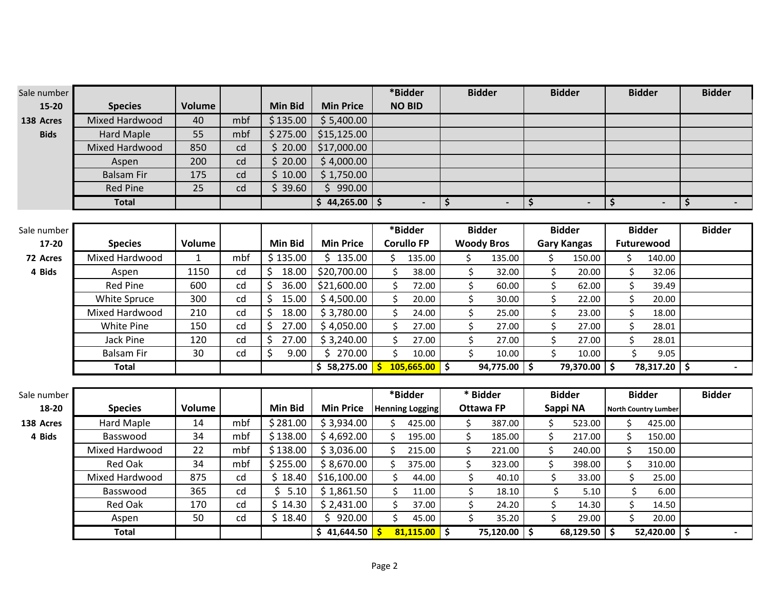| Sale number 15-20, 138 Acres, Bids | Species | Volume | | Min Bid | Min Price | *Bidder NO BID | Bidder | Bidder | Bidder | Bidder |
|---|---|---|---|---|---|---|---|---|---|---|
| | Mixed Hardwood | 40 | mbf | $ 135.00 | $ 5,400.00 | | | | | |
| | Hard Maple | 55 | mbf | $ 275.00 | $15,125.00 | | | | | |
| | Mixed Hardwood | 850 | cd | $ 20.00 | $17,000.00 | | | | | |
| | Aspen | 200 | cd | $ 20.00 | $ 4,000.00 | | | | | |
| | Balsam Fir | 175 | cd | $ 10.00 | $ 1,750.00 | | | | | |
| | Red Pine | 25 | cd | $ 39.60 | $ 990.00 | | | | | |
| | **Total** | | | | **$ 44,265.00** | **$ -** | **$ -** | **$ -** | **$ -** | **$ -** |

| Sale number 17-20, 72 Acres, 4 Bids | Species | Volume | | Min Bid | Min Price | *Bidder Corullo FP | Bidder Woody Bros | Bidder Gary Kangas | Bidder Futurewood | Bidder |
|---|---|---|---|---|---|---|---|---|---|---|
| | Mixed Hardwood | 1 | mbf | $ 135.00 | $ 135.00 | $ 135.00 | $ 135.00 | $ 150.00 | $ 140.00 | |
| | Aspen | 1150 | cd | $ 18.00 | $20,700.00 | $ 38.00 | $ 32.00 | $ 20.00 | $ 32.06 | |
| | Red Pine | 600 | cd | $ 36.00 | $21,600.00 | $ 72.00 | $ 60.00 | $ 62.00 | $ 39.49 | |
| | White Spruce | 300 | cd | $ 15.00 | $ 4,500.00 | $ 20.00 | $ 30.00 | $ 22.00 | $ 20.00 | |
| | Mixed Hardwood | 210 | cd | $ 18.00 | $ 3,780.00 | $ 24.00 | $ 25.00 | $ 23.00 | $ 18.00 | |
| | White Pine | 150 | cd | $ 27.00 | $ 4,050.00 | $ 27.00 | $ 27.00 | $ 27.00 | $ 28.01 | |
| | Jack Pine | 120 | cd | $ 27.00 | $ 3,240.00 | $ 27.00 | $ 27.00 | $ 27.00 | $ 28.01 | |
| | Balsam Fir | 30 | cd | $ 9.00 | $ 270.00 | $ 10.00 | $ 10.00 | $ 10.00 | $ 9.05 | |
| | **Total** | | | | **$ 58,275.00** | **$ 105,665.00** | **$ 94,775.00** | **$ 79,370.00** | **$ 78,317.20** | **$ -** |

| Sale number 18-20, 138 Acres, 4 Bids | Species | Volume | | Min Bid | Min Price | *Bidder Henning Logging | * Bidder Ottawa FP | Bidder Sappi NA | Bidder North Country Lumber | Bidder |
|---|---|---|---|---|---|---|---|---|---|---|
| | Hard Maple | 14 | mbf | $ 281.00 | $ 3,934.00 | $ 425.00 | $ 387.00 | $ 523.00 | $ 425.00 | |
| | Basswood | 34 | mbf | $ 138.00 | $ 4,692.00 | $ 195.00 | $ 185.00 | $ 217.00 | $ 150.00 | |
| | Mixed Hardwood | 22 | mbf | $ 138.00 | $ 3,036.00 | $ 215.00 | $ 221.00 | $ 240.00 | $ 150.00 | |
| | Red Oak | 34 | mbf | $ 255.00 | $ 8,670.00 | $ 375.00 | $ 323.00 | $ 398.00 | $ 310.00 | |
| | Mixed Hardwood | 875 | cd | $ 18.40 | $16,100.00 | $ 44.00 | $ 40.10 | $ 33.00 | $ 25.00 | |
| | Basswood | 365 | cd | $ 5.10 | $ 1,861.50 | $ 11.00 | $ 18.10 | $ 5.10 | $ 6.00 | |
| | Red Oak | 170 | cd | $ 14.30 | $ 2,431.00 | $ 37.00 | $ 24.20 | $ 14.30 | $ 14.50 | |
| | Aspen | 50 | cd | $ 18.40 | $ 920.00 | $ 45.00 | $ 35.20 | $ 29.00 | $ 20.00 | |
| | **Total** | | | | **$ 41,644.50** | **$ 81,115.00** | **$ 75,120.00** | **$ 68,129.50** | **$ 52,420.00** | **$ -** |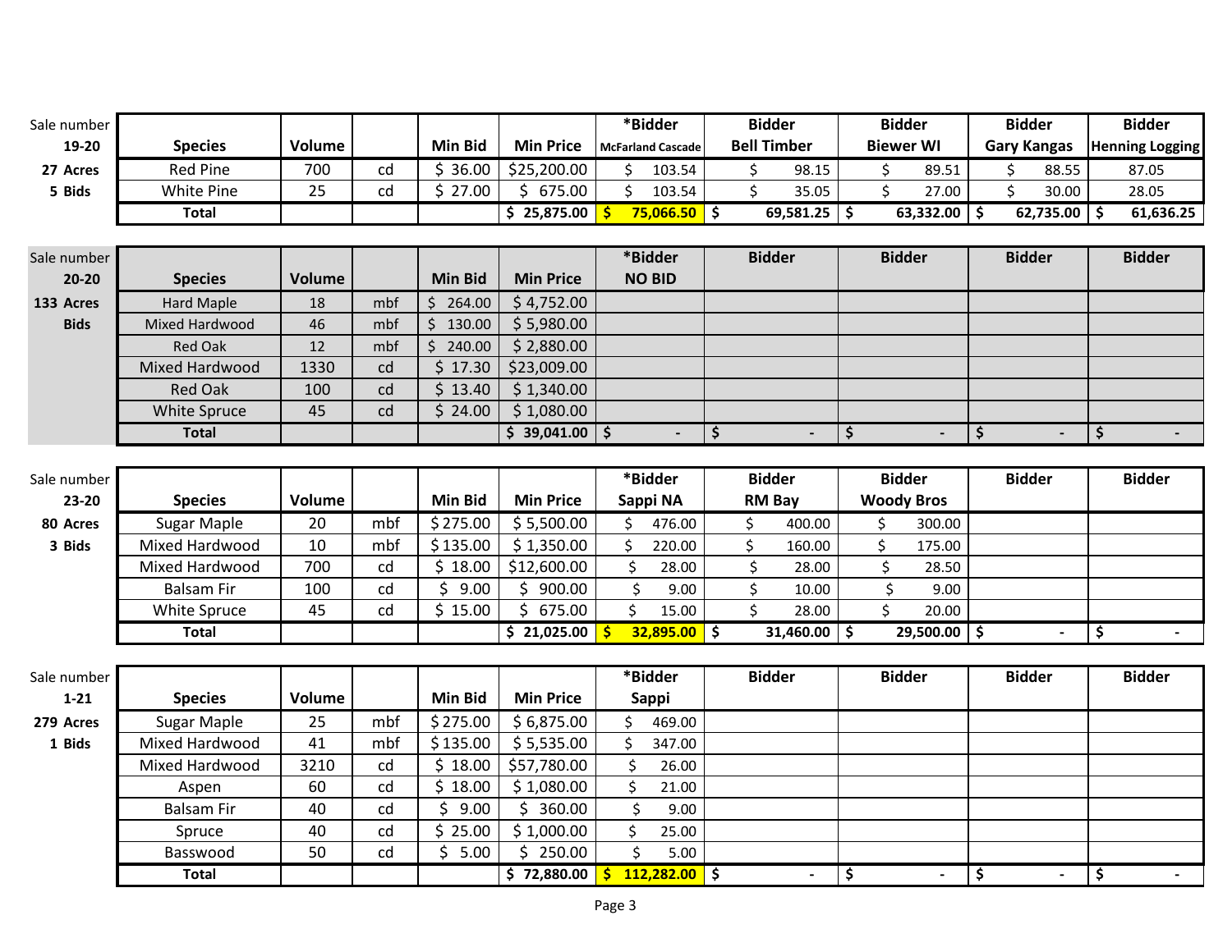| Sale number 19-20 | Species | Volume | | Min Bid | Min Price | *Bidder McFarland Cascade | Bidder Bell Timber | Bidder Biewer WI | Bidder Gary Kangas | Bidder Henning Logging |
|---|---|---|---|---|---|---|---|---|---|---|
| 27 Acres | Red Pine | 700 | cd | $ 36.00 | $25,200.00 | $ 103.54 | $ 98.15 | $ 89.51 | $ 88.55 | 87.05 |
| 5 Bids | White Pine | 25 | cd | $ 27.00 | $ 675.00 | $ 103.54 | $ 35.05 | $ 27.00 | $ 30.00 | 28.05 |
| | **Total** | | | | **$ 25,875.00** | **$ 75,066.50** | **$ 69,581.25** | **$ 63,332.00** | **$ 62,735.00** | **$ 61,636.25** |

| Sale number 20-20 | Species | Volume | | Min Bid | Min Price | *Bidder NO BID | Bidder | Bidder | Bidder | Bidder |
|---|---|---|---|---|---|---|---|---|---|---|
| 133 Acres | Hard Maple | 18 | mbf | $ 264.00 | $ 4,752.00 | | | | | |
| Bids | Mixed Hardwood | 46 | mbf | $ 130.00 | $ 5,980.00 | | | | | |
| | Red Oak | 12 | mbf | $ 240.00 | $ 2,880.00 | | | | | |
| | Mixed Hardwood | 1330 | cd | $ 17.30 | $23,009.00 | | | | | |
| | Red Oak | 100 | cd | $ 13.40 | $ 1,340.00 | | | | | |
| | White Spruce | 45 | cd | $ 24.00 | $ 1,080.00 | | | | | |
| | **Total** | | | | **$ 39,041.00** | **$ -** | **$ -** | **$ -** | **$ -** | **$ -** |

| Sale number 23-20 | Species | Volume | | Min Bid | Min Price | *Bidder Sappi NA | Bidder RM Bay | Bidder Woody Bros | Bidder | Bidder |
|---|---|---|---|---|---|---|---|---|---|---|
| 80 Acres | Sugar Maple | 20 | mbf | $ 275.00 | $ 5,500.00 | $ 476.00 | $ 400.00 | $ 300.00 | | |
| 3 Bids | Mixed Hardwood | 10 | mbf | $ 135.00 | $ 1,350.00 | $ 220.00 | $ 160.00 | $ 175.00 | | |
| | Mixed Hardwood | 700 | cd | $ 18.00 | $12,600.00 | $ 28.00 | $ 28.00 | $ 28.50 | | |
| | Balsam Fir | 100 | cd | $ 9.00 | $ 900.00 | $ 9.00 | $ 10.00 | $ 9.00 | | |
| | White Spruce | 45 | cd | $ 15.00 | $ 675.00 | $ 15.00 | $ 28.00 | $ 20.00 | | |
| | **Total** | | | | **$ 21,025.00** | **$ 32,895.00** | **$ 31,460.00** | **$ 29,500.00** | **$ -** | **$ -** |

| Sale number 1-21 | Species | Volume | | Min Bid | Min Price | *Bidder Sappi | Bidder | Bidder | Bidder | Bidder |
|---|---|---|---|---|---|---|---|---|---|---|
| 279 Acres | Sugar Maple | 25 | mbf | $ 275.00 | $ 6,875.00 | $ 469.00 | | | | |
| 1 Bids | Mixed Hardwood | 41 | mbf | $ 135.00 | $ 5,535.00 | $ 347.00 | | | | |
| | Mixed Hardwood | 3210 | cd | $ 18.00 | $57,780.00 | $ 26.00 | | | | |
| | Aspen | 60 | cd | $ 18.00 | $ 1,080.00 | $ 21.00 | | | | |
| | Balsam Fir | 40 | cd | $ 9.00 | $ 360.00 | $ 9.00 | | | | |
| | Spruce | 40 | cd | $ 25.00 | $ 1,000.00 | $ 25.00 | | | | |
| | Basswood | 50 | cd | $ 5.00 | $ 250.00 | $ 5.00 | | | | |
| | **Total** | | | | **$ 72,880.00** | **$ 112,282.00** | **$ -** | **$ -** | **$ -** | **$ -** |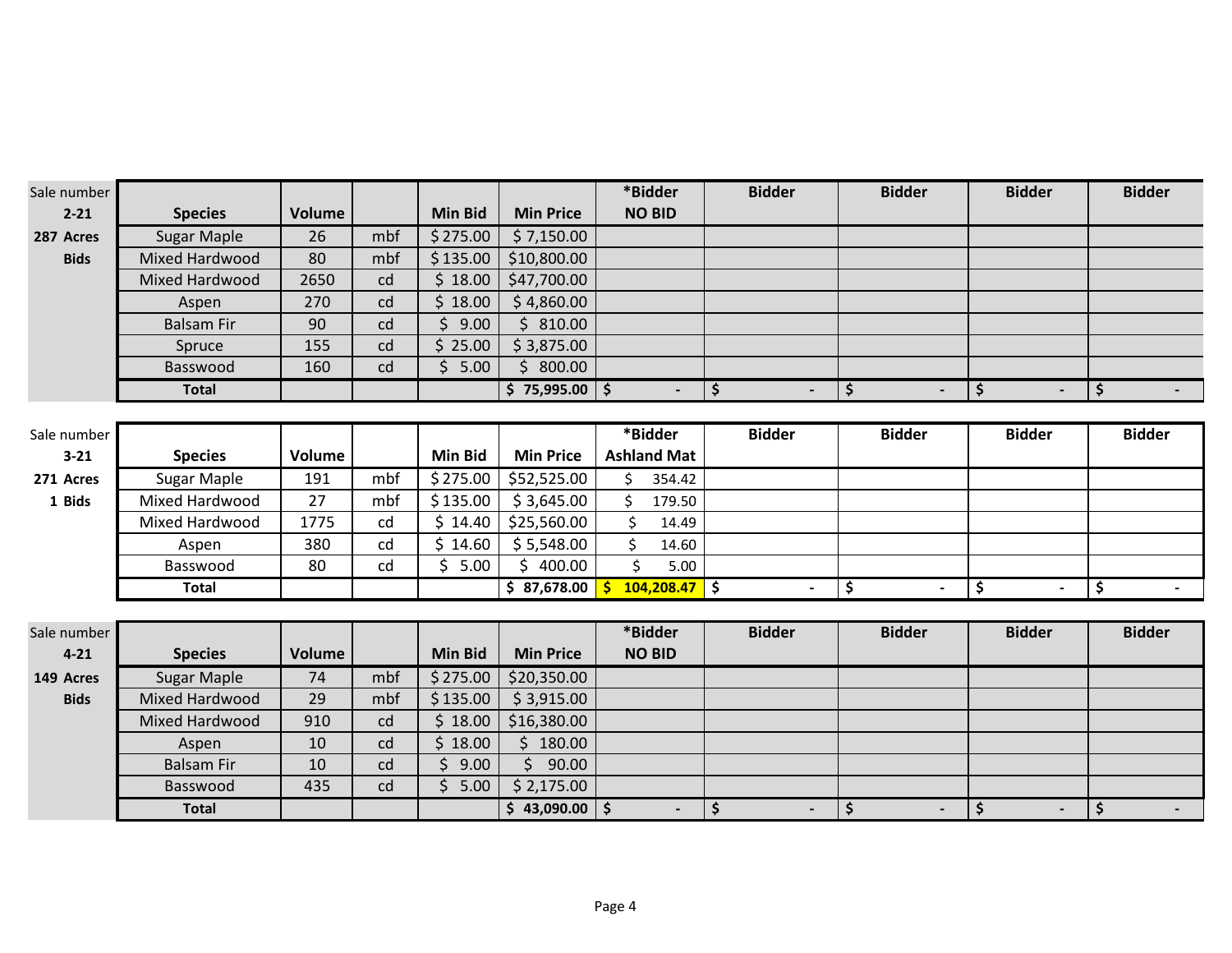| Sale number 2-21 | Species | Volume | | Min Bid | Min Price | *Bidder NO BID | Bidder | Bidder | Bidder | Bidder |
|---|---|---|---|---|---|---|---|---|---|---|
| 287 Acres | Sugar Maple | 26 | mbf | $ 275.00 | $ 7,150.00 | | | | | |
| Bids | Mixed Hardwood | 80 | mbf | $ 135.00 | $10,800.00 | | | | | |
| | Mixed Hardwood | 2650 | cd | $ 18.00 | $47,700.00 | | | | | |
| | Aspen | 270 | cd | $ 18.00 | $ 4,860.00 | | | | | |
| | Balsam Fir | 90 | cd | $ 9.00 | $ 810.00 | | | | | |
| | Spruce | 155 | cd | $ 25.00 | $ 3,875.00 | | | | | |
| | Basswood | 160 | cd | $ 5.00 | $ 800.00 | | | | | |
| | Total | | | | $ 75,995.00 | $ - | $ - | $ - | $ - | $ - |

| Sale number 3-21 | Species | Volume | | Min Bid | Min Price | *Bidder Ashland Mat | Bidder | Bidder | Bidder | Bidder |
|---|---|---|---|---|---|---|---|---|---|---|
| 271 Acres | Sugar Maple | 191 | mbf | $ 275.00 | $52,525.00 | $ 354.42 | | | | |
| 1 Bids | Mixed Hardwood | 27 | mbf | $ 135.00 | $ 3,645.00 | $ 179.50 | | | | |
| | Mixed Hardwood | 1775 | cd | $ 14.40 | $25,560.00 | $ 14.49 | | | | |
| | Aspen | 380 | cd | $ 14.60 | $ 5,548.00 | $ 14.60 | | | | |
| | Basswood | 80 | cd | $ 5.00 | $ 400.00 | $ 5.00 | | | | |
| | Total | | | | $ 87,678.00 | $ 104,208.47 | $ - | $ - | $ - | $ - |

| Sale number 4-21 | Species | Volume | | Min Bid | Min Price | *Bidder NO BID | Bidder | Bidder | Bidder | Bidder |
|---|---|---|---|---|---|---|---|---|---|---|
| 149 Acres | Sugar Maple | 74 | mbf | $ 275.00 | $20,350.00 | | | | | |
| Bids | Mixed Hardwood | 29 | mbf | $ 135.00 | $ 3,915.00 | | | | | |
| | Mixed Hardwood | 910 | cd | $ 18.00 | $16,380.00 | | | | | |
| | Aspen | 10 | cd | $ 18.00 | $ 180.00 | | | | | |
| | Balsam Fir | 10 | cd | $ 9.00 | $ 90.00 | | | | | |
| | Basswood | 435 | cd | $ 5.00 | $ 2,175.00 | | | | | |
| | Total | | | | $ 43,090.00 | $ - | $ - | $ - | $ - | $ - |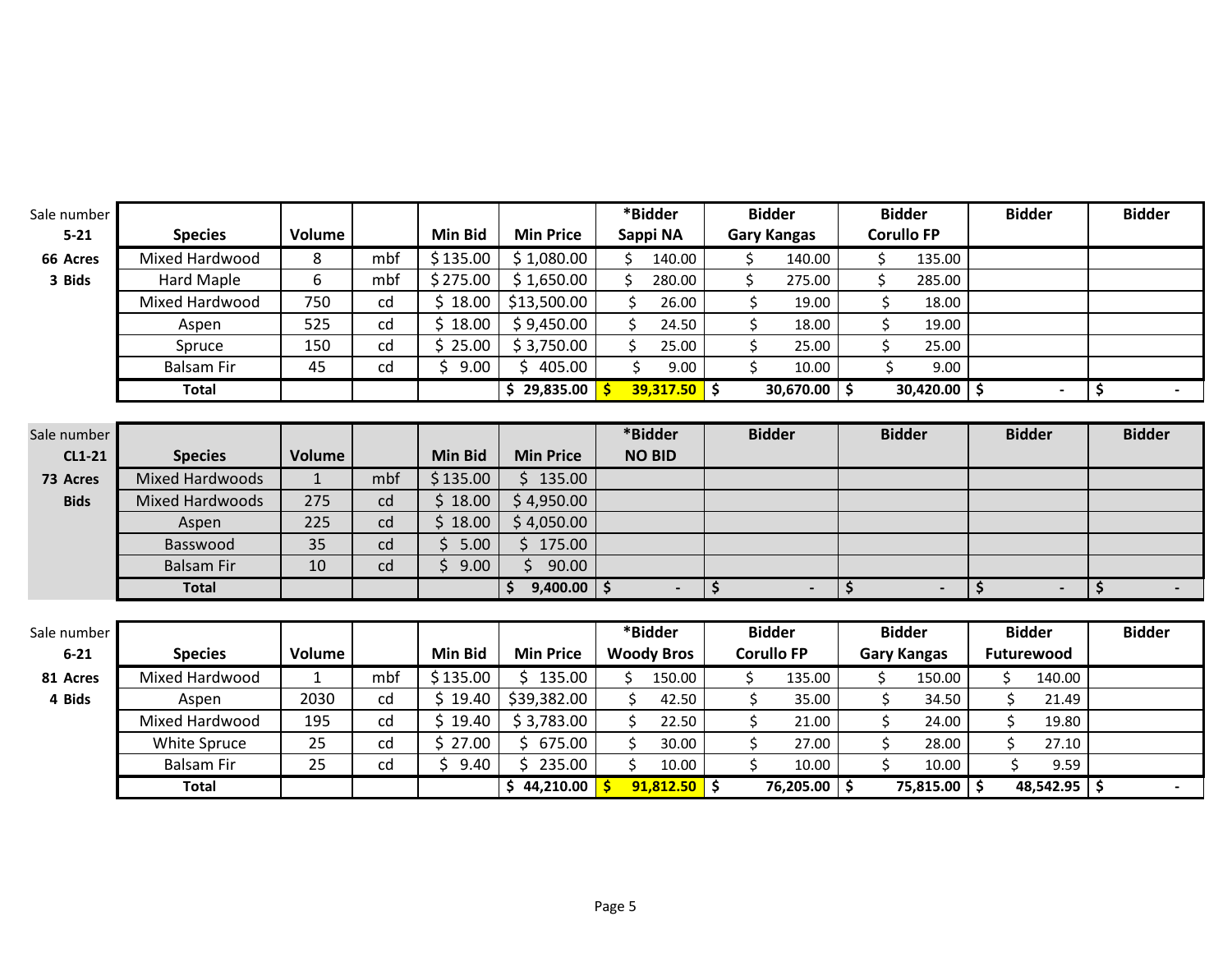| Sale number 5-21 | Species | Volume | | Min Bid | Min Price | *Bidder Sappi NA | Bidder Gary Kangas | Bidder Corullo FP | Bidder | Bidder |
|---|---|---|---|---|---|---|---|---|---|---|
| **66 Acres** | Mixed Hardwood | 8 | mbf | $ 135.00 | $ 1,080.00 | $ 140.00 | $ 140.00 | $ 135.00 | | |
| **3 Bids** | Hard Maple | 6 | mbf | $ 275.00 | $ 1,650.00 | $ 280.00 | $ 275.00 | $ 285.00 | | |
| | Mixed Hardwood | 750 | cd | $ 18.00 | $13,500.00 | $ 26.00 | $ 19.00 | $ 18.00 | | |
| | Aspen | 525 | cd | $ 18.00 | $ 9,450.00 | $ 24.50 | $ 18.00 | $ 19.00 | | |
| | Spruce | 150 | cd | $ 25.00 | $ 3,750.00 | $ 25.00 | $ 25.00 | $ 25.00 | | |
| | Balsam Fir | 45 | cd | $ 9.00 | $ 405.00 | $ 9.00 | $ 10.00 | $ 9.00 | | |
| | **Total** | | | | **$ 29,835.00** | **$ 39,317.50** | **$ 30,670.00** | **$ 30,420.00** | **$ -** | **$ -** |

| Sale number CL1-21 | Species | Volume | | Min Bid | Min Price | *Bidder NO BID | Bidder | Bidder | Bidder | Bidder |
|---|---|---|---|---|---|---|---|---|---|---|
| **73 Acres** | Mixed Hardwoods | 1 | mbf | $ 135.00 | $ 135.00 | | | | | |
| **Bids** | Mixed Hardwoods | 275 | cd | $ 18.00 | $ 4,950.00 | | | | | |
| | Aspen | 225 | cd | $ 18.00 | $ 4,050.00 | | | | | |
| | Basswood | 35 | cd | $ 5.00 | $ 175.00 | | | | | |
| | Balsam Fir | 10 | cd | $ 9.00 | $ 90.00 | | | | | |
| | **Total** | | | | **$ 9,400.00** | **$ -** | **$ -** | **$ -** | **$ -** | **$ -** |

| Sale number 6-21 | Species | Volume | | Min Bid | Min Price | *Bidder Woody Bros | Bidder Corullo FP | Bidder Gary Kangas | Bidder Futurewood | Bidder |
|---|---|---|---|---|---|---|---|---|---|---|
| **81 Acres** | Mixed Hardwood | 1 | mbf | $ 135.00 | $ 135.00 | $ 150.00 | $ 135.00 | $ 150.00 | $ 140.00 | |
| **4 Bids** | Aspen | 2030 | cd | $ 19.40 | $39,382.00 | $ 42.50 | $ 35.00 | $ 34.50 | $ 21.49 | |
| | Mixed Hardwood | 195 | cd | $ 19.40 | $ 3,783.00 | $ 22.50 | $ 21.00 | $ 24.00 | $ 19.80 | |
| | White Spruce | 25 | cd | $ 27.00 | $ 675.00 | $ 30.00 | $ 27.00 | $ 28.00 | $ 27.10 | |
| | Balsam Fir | 25 | cd | $ 9.40 | $ 235.00 | $ 10.00 | $ 10.00 | $ 10.00 | $ 9.59 | |
| | **Total** | | | | **$ 44,210.00** | **$ 91,812.50** | **$ 76,205.00** | **$ 75,815.00** | **$ 48,542.95** | **$ -** |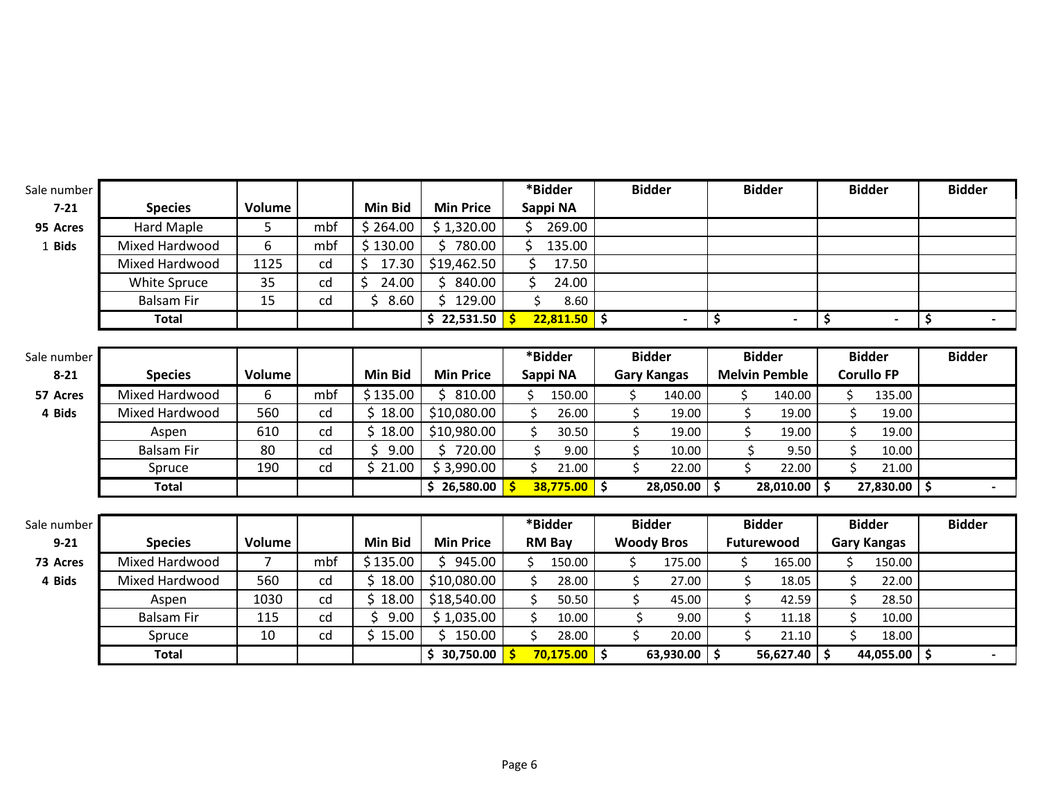| Sale number | Species | Volume | | Min Bid | Min Price | *Bidder | Bidder | Bidder | Bidder | Bidder |
|---|---|---|---|---|---|---|---|---|---|---|
| 7-21 | | | | | | Sappi NA | | | | |
| 95 Acres | Hard Maple | 5 | mbf | $ 264.00 | $ 1,320.00 | $ 269.00 | | | | |
| 1 Bids | Mixed Hardwood | 6 | mbf | $ 130.00 | $ 780.00 | $ 135.00 | | | | |
| | Mixed Hardwood | 1125 | cd | $ 17.30 | $19,462.50 | $ 17.50 | | | | |
| | White Spruce | 35 | cd | $ 24.00 | $ 840.00 | $ 24.00 | | | | |
| | Balsam Fir | 15 | cd | $ 8.60 | $ 129.00 | $ 8.60 | | | | |
| | **Total** | | | | **$ 22,531.50** | **$ 22,811.50** | **$ -** | **$ -** | **$ -** | **$ -** |

| Sale number | Species | Volume | | Min Bid | Min Price | *Bidder | Bidder | Bidder | Bidder | Bidder |
|---|---|---|---|---|---|---|---|---|---|---|
| 8-21 | | | | | | Sappi NA | Gary Kangas | Melvin Pemble | Corullo FP | |
| 57 Acres | Mixed Hardwood | 6 | mbf | $ 135.00 | $ 810.00 | $ 150.00 | $ 140.00 | $ 140.00 | $ 135.00 | |
| 4 Bids | Mixed Hardwood | 560 | cd | $ 18.00 | $10,080.00 | $ 26.00 | $ 19.00 | $ 19.00 | $ 19.00 | |
| | Aspen | 610 | cd | $ 18.00 | $10,980.00 | $ 30.50 | $ 19.00 | $ 19.00 | $ 19.00 | |
| | Balsam Fir | 80 | cd | $ 9.00 | $ 720.00 | $ 9.00 | $ 10.00 | $ 9.50 | $ 10.00 | |
| | Spruce | 190 | cd | $ 21.00 | $ 3,990.00 | $ 21.00 | $ 22.00 | $ 22.00 | $ 21.00 | |
| | **Total** | | | | **$ 26,580.00** | **$ 38,775.00** | **$ 28,050.00** | **$ 28,010.00** | **$ 27,830.00** | **$ -** |

| Sale number | Species | Volume | | Min Bid | Min Price | *Bidder | Bidder | Bidder | Bidder | Bidder |
|---|---|---|---|---|---|---|---|---|---|---|
| 9-21 | | | | | | RM Bay | Woody Bros | Futurewood | Gary Kangas | |
| 73 Acres | Mixed Hardwood | 7 | mbf | $ 135.00 | $ 945.00 | $ 150.00 | $ 175.00 | $ 165.00 | $ 150.00 | |
| 4 Bids | Mixed Hardwood | 560 | cd | $ 18.00 | $10,080.00 | $ 28.00 | $ 27.00 | $ 18.05 | $ 22.00 | |
| | Aspen | 1030 | cd | $ 18.00 | $18,540.00 | $ 50.50 | $ 45.00 | $ 42.59 | $ 28.50 | |
| | Balsam Fir | 115 | cd | $ 9.00 | $ 1,035.00 | $ 10.00 | $ 9.00 | $ 11.18 | $ 10.00 | |
| | Spruce | 10 | cd | $ 15.00 | $ 150.00 | $ 28.00 | $ 20.00 | $ 21.10 | $ 18.00 | |
| | **Total** | | | | **$ 30,750.00** | **$ 70,175.00** | **$ 63,930.00** | **$ 56,627.40** | **$ 44,055.00** | **$ -** |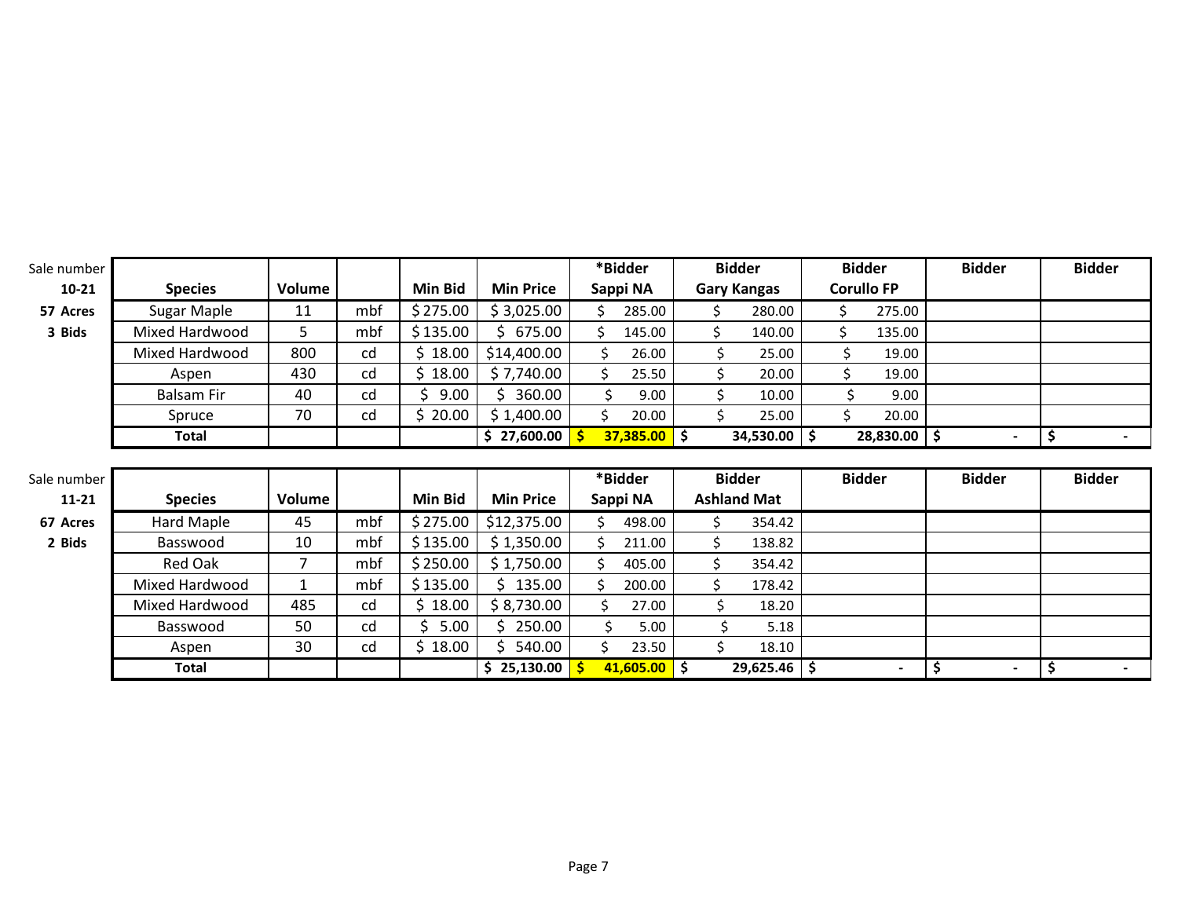| Sale number 10-21 | Species | Volume | | Min Bid | Min Price | *Bidder Sappi NA | Bidder Gary Kangas | Bidder Corullo FP | Bidder | Bidder |
|---|---|---|---|---|---|---|---|---|---|---|
| **57 Acres** | Sugar Maple | 11 | mbf | $ 275.00 | $ 3,025.00 | $ 285.00 | $ 280.00 | $ 275.00 | | |
| **3 Bids** | Mixed Hardwood | 5 | mbf | $ 135.00 | $ 675.00 | $ 145.00 | $ 140.00 | $ 135.00 | | |
| | Mixed Hardwood | 800 | cd | $ 18.00 | $14,400.00 | $ 26.00 | $ 25.00 | $ 19.00 | | |
| | Aspen | 430 | cd | $ 18.00 | $ 7,740.00 | $ 25.50 | $ 20.00 | $ 19.00 | | |
| | Balsam Fir | 40 | cd | $ 9.00 | $ 360.00 | $ 9.00 | $ 10.00 | $ 9.00 | | |
| | Spruce | 70 | cd | $ 20.00 | $ 1,400.00 | $ 20.00 | $ 25.00 | $ 20.00 | | |
| | **Total** | | | | **$ 27,600.00** | **$ 37,385.00** | **$ 34,530.00** | **$ 28,830.00** | **$ -** | **$ -** |

| Sale number 11-21 | Species | Volume | | Min Bid | Min Price | *Bidder Sappi NA | Bidder Ashland Mat | Bidder | Bidder | Bidder |
|---|---|---|---|---|---|---|---|---|---|---|
| **67 Acres** | Hard Maple | 45 | mbf | $ 275.00 | $12,375.00 | $ 498.00 | $ 354.42 | | | |
| **2 Bids** | Basswood | 10 | mbf | $ 135.00 | $ 1,350.00 | $ 211.00 | $ 138.82 | | | |
| | Red Oak | 7 | mbf | $ 250.00 | $ 1,750.00 | $ 405.00 | $ 354.42 | | | |
| | Mixed Hardwood | 1 | mbf | $ 135.00 | $ 135.00 | $ 200.00 | $ 178.42 | | | |
| | Mixed Hardwood | 485 | cd | $ 18.00 | $ 8,730.00 | $ 27.00 | $ 18.20 | | | |
| | Basswood | 50 | cd | $ 5.00 | $ 250.00 | $ 5.00 | $ 5.18 | | | |
| | Aspen | 30 | cd | $ 18.00 | $ 540.00 | $ 23.50 | $ 18.10 | | | |
| | **Total** | | | | **$ 25,130.00** | **$ 41,605.00** | **$ 29,625.46** | **$ -** | **$ -** | **$ -** |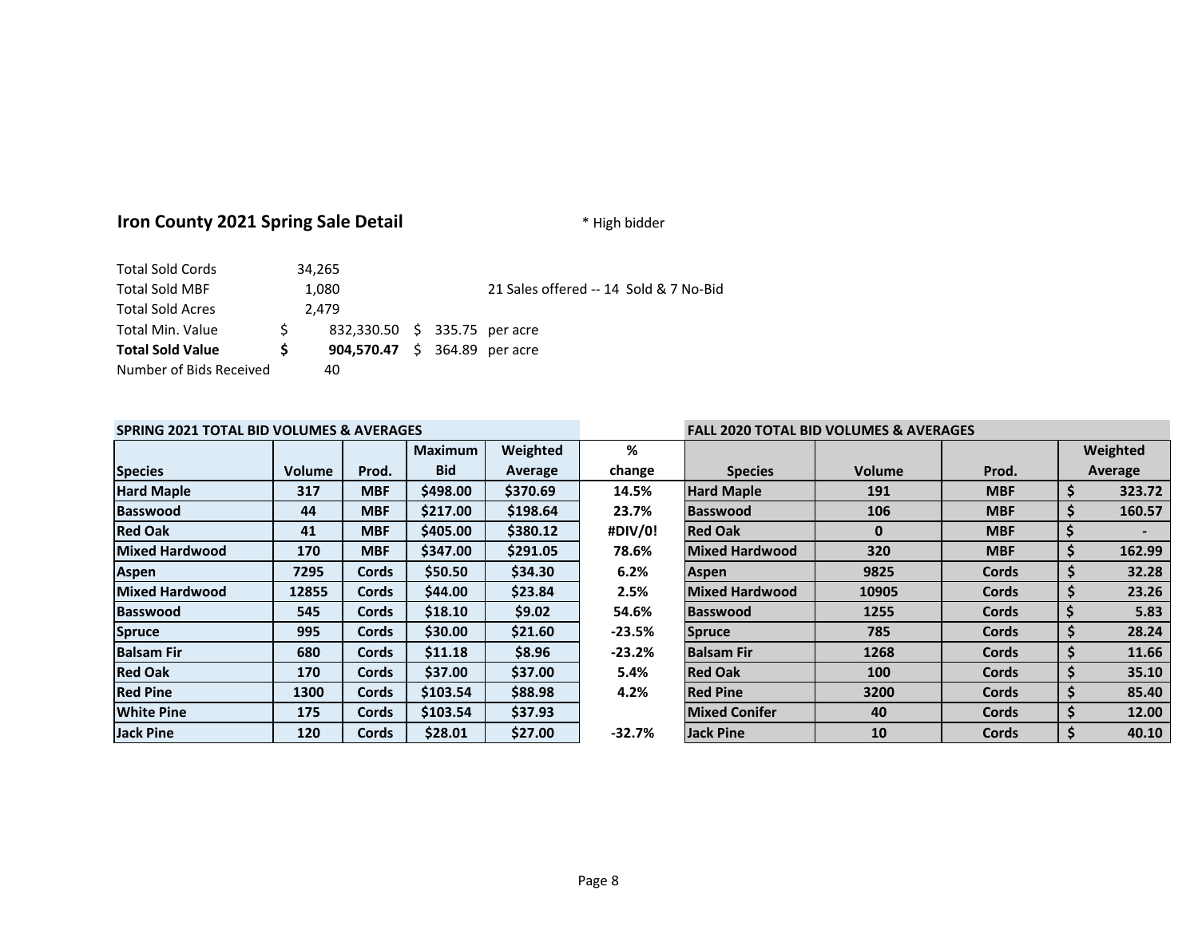## Iron County 2021 Spring Sale Detail

\* High bidder

| | | | | |
|---|---|---|---|---|
| Total Sold Cords | 34,265 | | | |
| Total Sold MBF | 1,080 | | | |
| Total Sold Acres | 2,479 | | | |
| Total Min. Value | $ 832,330.50 | $ 335.75 | per acre | |
| **Total Sold Value** | **$ 904,570.47** | $ 364.89 | per acre | |
| Number of Bids Received | 40 | | | |

21 Sales offered -- 14 Sold & 7 No-Bid

| SPRING 2021 TOTAL BID VOLUMES & AVERAGES | | | | | | FALL 2020 TOTAL BID VOLUMES & AVERAGES | | | |
|---|---|---|---|---|---|---|---|---|---|
| **Species** | **Volume** | **Prod.** | **Maximum Bid** | **Weighted Average** | **% change** | **Species** | **Volume** | **Prod.** | **Weighted Average** |
| **Hard Maple** | **317** | **MBF** | **$498.00** | **$370.69** | **14.5%** | **Hard Maple** | **191** | **MBF** | **$ 323.72** |
| **Basswood** | **44** | **MBF** | **$217.00** | **$198.64** | **23.7%** | **Basswood** | **106** | **MBF** | **$ 160.57** |
| **Red Oak** | **41** | **MBF** | **$405.00** | **$380.12** | **#DIV/0!** | **Red Oak** | **0** | **MBF** | **$ -** |
| **Mixed Hardwood** | **170** | **MBF** | **$347.00** | **$291.05** | **78.6%** | **Mixed Hardwood** | **320** | **MBF** | **$ 162.99** |
| **Aspen** | **7295** | **Cords** | **$50.50** | **$34.30** | **6.2%** | **Aspen** | **9825** | **Cords** | **$ 32.28** |
| **Mixed Hardwood** | **12855** | **Cords** | **$44.00** | **$23.84** | **2.5%** | **Mixed Hardwood** | **10905** | **Cords** | **$ 23.26** |
| **Basswood** | **545** | **Cords** | **$18.10** | **$9.02** | **54.6%** | **Basswood** | **1255** | **Cords** | **$ 5.83** |
| **Spruce** | **995** | **Cords** | **$30.00** | **$21.60** | **-23.5%** | **Spruce** | **785** | **Cords** | **$ 28.24** |
| **Balsam Fir** | **680** | **Cords** | **$11.18** | **$8.96** | **-23.2%** | **Balsam Fir** | **1268** | **Cords** | **$ 11.66** |
| **Red Oak** | **170** | **Cords** | **$37.00** | **$37.00** | **5.4%** | **Red Oak** | **100** | **Cords** | **$ 35.10** |
| **Red Pine** | **1300** | **Cords** | **$103.54** | **$88.98** | **4.2%** | **Red Pine** | **3200** | **Cords** | **$ 85.40** |
| **White Pine** | **175** | **Cords** | **$103.54** | **$37.93** | | **Mixed Conifer** | **40** | **Cords** | **$ 12.00** |
| **Jack Pine** | **120** | **Cords** | **$28.01** | **$27.00** | **-32.7%** | **Jack Pine** | **10** | **Cords** | **$ 40.10** |